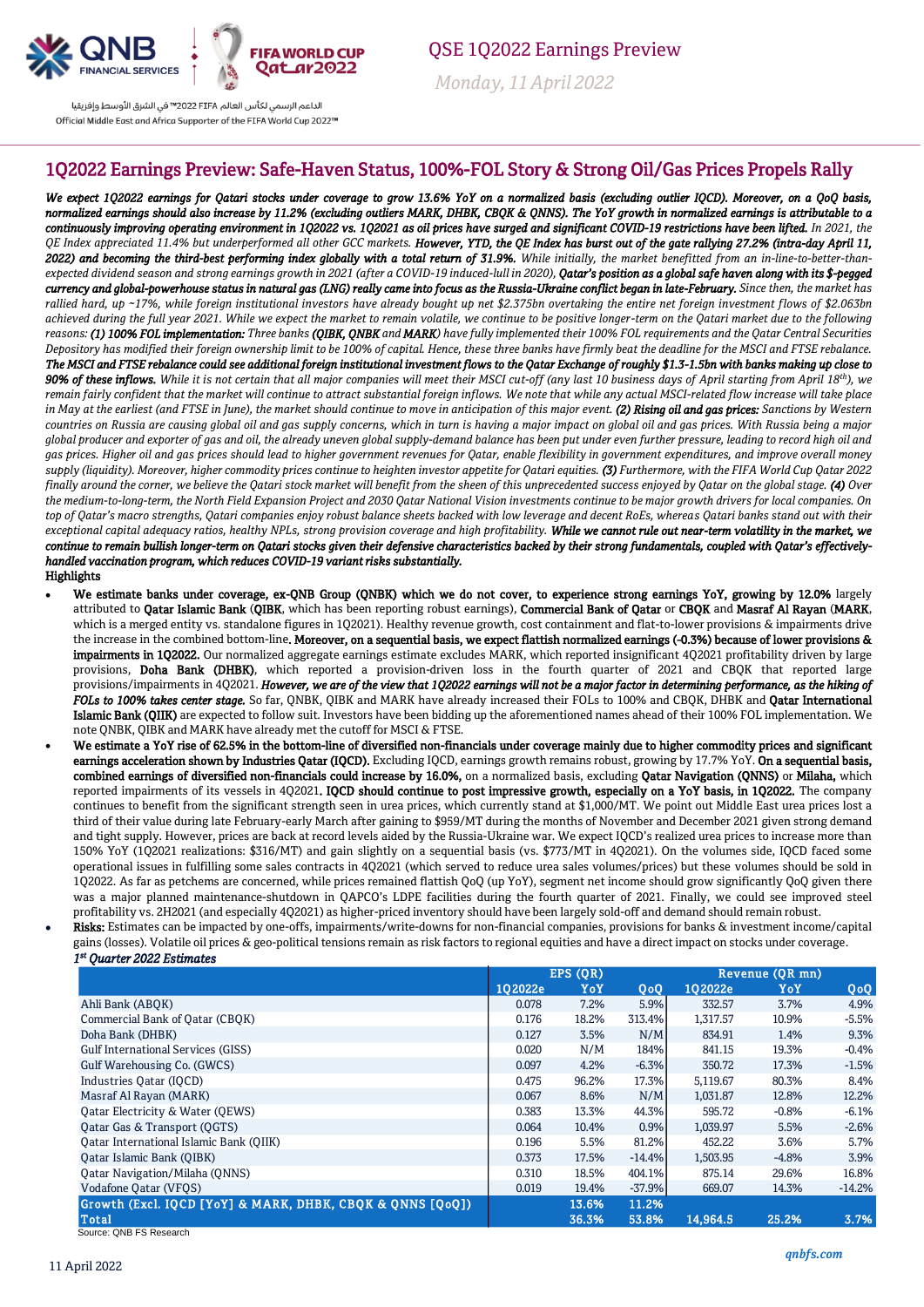QSE 1Q2022 Earnings Preview

*Monday, 11 April 2022*

# 1Q2022 Earnings Preview: Safe-Haven Status, 100%-FOL Story & Strong Oil/Gas Prices Propels Rally

***We expect 1Q2022 earnings for Qatari stocks under coverage to grow 13.6% YoY on a normalized basis (excluding outlier IQCD). Moreover, on a QoQ basis, normalized earnings should also increase by 11.2% (excluding outliers MARK, DHBK, CBQK & QNNS). The YoY growth in normalized earnings is attributable to a continuously improving operating environment in 1Q2022 vs. 1Q2021 as oil prices have surged and significant COVID-19 restrictions have been lifted.*** *In 2021, the QE Index appreciated 11.4% but underperformed all other GCC markets.* ***However, YTD, the QE Index has burst out of the gate rallying 27.2% (intra-day April 11, 2022) and becoming the third-best performing index globally with a total return of 31.9%.*** *While initially, the market benefitted from an in-line-to-better-than-expected dividend season and strong earnings growth in 2021 (after a COVID-19 induced-lull in 2020),* ***Qatar's position as a global safe haven along with its $-pegged currency and global-powerhouse status in natural gas (LNG) really came into focus as the Russia-Ukraine conflict began in late-February.*** *Since then, the market has rallied hard, up ~17%, while foreign institutional investors have already bought up net $2.375bn overtaking the entire net foreign investment flows of $2.063bn achieved during the full year 2021. While we expect the market to remain volatile, we continue to be positive longer-term on the Qatari market due to the following reasons:* ***(1) 100% FOL implementation:*** *Three banks* ***(QIBK, QNBK*** *and* ***MARK)*** *have fully implemented their 100% FOL requirements and the Qatar Central Securities Depository has modified their foreign ownership limit to be 100% of capital. Hence, these three banks have firmly beat the deadline for the MSCI and FTSE rebalance.* ***The MSCI and FTSE rebalance could see additional foreign institutional investment flows to the Qatar Exchange of roughly $1.3-1.5bn with banks making up close to 90% of these inflows.*** *While it is not certain that all major companies will meet their MSCI cut-off (any last 10 business days of April starting from April 18th), we remain fairly confident that the market will continue to attract substantial foreign inflows. We note that while any actual MSCI-related flow increase will take place in May at the earliest (and FTSE in June), the market should continue to move in anticipation of this major event.* ***(2) Rising oil and gas prices:*** *Sanctions by Western countries on Russia are causing global oil and gas supply concerns, which in turn is having a major impact on global oil and gas prices. With Russia being a major global producer and exporter of gas and oil, the already uneven global supply-demand balance has been put under even further pressure, leading to record high oil and gas prices. Higher oil and gas prices should lead to higher government revenues for Qatar, enable flexibility in government expenditures, and improve overall money supply (liquidity). Moreover, higher commodity prices continue to heighten investor appetite for Qatari equities.* ***(3)*** *Furthermore, with the FIFA World Cup Qatar 2022 finally around the corner, we believe the Qatari stock market will benefit from the sheen of this unprecedented success enjoyed by Qatar on the global stage.* ***(4)*** *Over the medium-to-long-term, the North Field Expansion Project and 2030 Qatar National Vision investments continue to be major growth drivers for local companies. On top of Qatar's macro strengths, Qatari companies enjoy robust balance sheets backed with low leverage and decent RoEs, whereas Qatari banks stand out with their exceptional capital adequacy ratios, healthy NPLs, strong provision coverage and high profitability.* ***While we cannot rule out near-term volatility in the market, we continue to remain bullish longer-term on Qatari stocks given their defensive characteristics backed by their strong fundamentals, coupled with Qatar's effectively-handled vaccination program, which reduces COVID-19 variant risks substantially.***

**Highlights**

- **We estimate banks under coverage, ex-QNB Group (QNBK) which we do not cover, to experience strong earnings YoY, growing by 12.0%** largely attributed to **Qatar Islamic Bank (QIBK**, which has been reporting robust earnings), **Commercial Bank of Qatar** or **CBQK** and **Masraf Al Rayan (MARK**, which is a merged entity vs. standalone figures in 1Q2021). Healthy revenue growth, cost containment and flat-to-lower provisions & impairments drive the increase in the combined bottom-line. **Moreover, on a sequential basis, we expect flattish normalized earnings (-0.3%) because of lower provisions & impairments in 1Q2022.** Our normalized aggregate earnings estimate excludes MARK, which reported insignificant 4Q2021 profitability driven by large provisions, **Doha Bank (DHBK)**, which reported a provision-driven loss in the fourth quarter of 2021 and CBQK that reported large provisions/impairments in 4Q2021. ***However, we are of the view that 1Q2022 earnings will not be a major factor in determining performance, as the hiking of FOLs to 100% takes center stage.*** So far, QNBK, QIBK and MARK have already increased their FOLs to 100% and CBQK, DHBK and **Qatar International Islamic Bank (QIIK)** are expected to follow suit. Investors have been bidding up the aforementioned names ahead of their 100% FOL implementation. We note QNBK, QIBK and MARK have already met the cutoff for MSCI & FTSE.
- **We estimate a YoY rise of 62.5% in the bottom-line of diversified non-financials under coverage mainly due to higher commodity prices and significant earnings acceleration shown by Industries Qatar (IQCD).** Excluding IQCD, earnings growth remains robust, growing by 17.7% YoY. **On a sequential basis, combined earnings of diversified non-financials could increase by 16.0%,** on a normalized basis, excluding **Qatar Navigation (QNNS)** or **Milaha**, which reported impairments of its vessels in 4Q2021. **IQCD should continue to post impressive growth, especially on a YoY basis, in 1Q2022.** The company continues to benefit from the significant strength seen in urea prices, which currently stand at $1,000/MT. We point out Middle East urea prices lost a third of their value during late February-early March after gaining to $959/MT during the months of November and December 2021 given strong demand and tight supply. However, prices are back at record levels aided by the Russia-Ukraine war. We expect IQCD's realized urea prices to increase more than 150% YoY (1Q2021 realizations: $316/MT) and gain slightly on a sequential basis (vs. $773/MT in 4Q2021). On the volumes side, IQCD faced some operational issues in fulfilling some sales contracts in 4Q2021 (which served to reduce urea sales volumes/prices) but these volumes should be sold in 1Q2022. As far as petchems are concerned, while prices remained flattish QoQ (up YoY), segment net income should grow significantly QoQ given there was a major planned maintenance-shutdown in QAPCO's LDPE facilities during the fourth quarter of 2021. Finally, we could see improved steel profitability vs. 2H2021 (and especially 4Q2021) as higher-priced inventory should have been largely sold-off and demand should remain robust.
- **Risks:** Estimates can be impacted by one-offs, impairments/write-downs for non-financial companies, provisions for banks & investment income/capital gains (losses). Volatile oil prices & geo-political tensions remain as risk factors to regional equities and have a direct impact on stocks under coverage.

***1st Quarter 2022 Estimates***

| | EPS (QR) | | | Revenue (QR mn) | | |
|---|---|---|---|---|---|---|
| | 1Q2022e | YoY | QoQ | 1Q2022e | YoY | QoQ |
| Ahli Bank (ABQK) | 0.078 | 7.2% | 5.9% | 332.57 | 3.7% | 4.9% |
| Commercial Bank of Qatar (CBQK) | 0.176 | 18.2% | 313.4% | 1,317.57 | 10.9% | -5.5% |
| Doha Bank (DHBK) | 0.127 | 3.5% | N/M | 834.91 | 1.4% | 9.3% |
| Gulf International Services (GISS) | 0.020 | N/M | 184% | 841.15 | 19.3% | -0.4% |
| Gulf Warehousing Co. (GWCS) | 0.097 | 4.2% | -6.3% | 350.72 | 17.3% | -1.5% |
| Industries Qatar (IQCD) | 0.475 | 96.2% | 17.3% | 5,119.67 | 80.3% | 8.4% |
| Masraf Al Rayan (MARK) | 0.067 | 8.6% | N/M | 1,031.87 | 12.8% | 12.2% |
| Qatar Electricity & Water (QEWS) | 0.383 | 13.3% | 44.3% | 595.72 | -0.8% | -6.1% |
| Qatar Gas & Transport (QGTS) | 0.064 | 10.4% | 0.9% | 1,039.97 | 5.5% | -2.6% |
| Qatar International Islamic Bank (QIIK) | 0.196 | 5.5% | 81.2% | 452.22 | 3.6% | 5.7% |
| Qatar Islamic Bank (QIBK) | 0.373 | 17.5% | -14.4% | 1,503.95 | -4.8% | 3.9% |
| Qatar Navigation/Milaha (QNNS) | 0.310 | 18.5% | 404.1% | 875.14 | 29.6% | 16.8% |
| Vodafone Qatar (VFQS) | 0.019 | 19.4% | -37.9% | 669.07 | 14.3% | -14.2% |
| Growth (Excl. IQCD [YoY] & MARK, DHBK, CBQK & QNNS [QoQ]) | | 13.6% | 11.2% | | | |
| Total | | 36.3% | 53.8% | 14,964.5 | 25.2% | 3.7% |

Source: QNB FS Research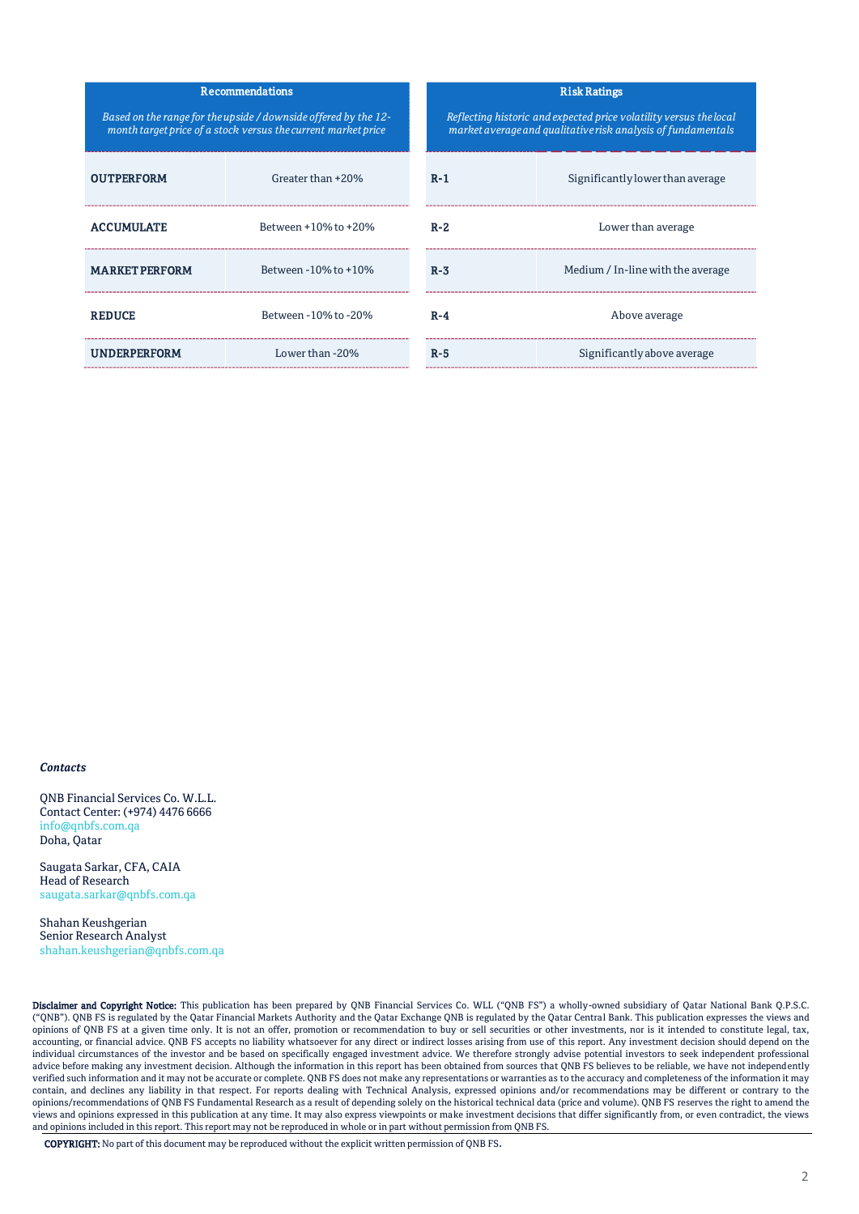| Recommendations | |
|---|---|
| *Based on the range for the upside / downside offered by the 12-month target price of a stock versus the current market price* | |
| **OUTPERFORM** | Greater than +20% |
| **ACCUMULATE** | Between +10% to +20% |
| **MARKET PERFORM** | Between -10% to +10% |
| **REDUCE** | Between -10% to -20% |
| **UNDERPERFORM** | Lower than -20% |

| Risk Ratings | |
|---|---|
| *Reflecting historic and expected price volatility versus the local market average and qualitative risk analysis of fundamentals* | |
| **R-1** | Significantly lower than average |
| **R-2** | Lower than average |
| **R-3** | Medium / In-line with the average |
| **R-4** | Above average |
| **R-5** | Significantly above average |

***Contacts***

QNB Financial Services Co. W.L.L.
Contact Center: (+974) 4476 6666
info@qnbfs.com.qa
Doha, Qatar

Saugata Sarkar, CFA, CAIA
Head of Research
saugata.sarkar@qnbfs.com.qa

Shahan Keushgerian
Senior Research Analyst
shahan.keushgerian@qnbfs.com.qa

**Disclaimer and Copyright Notice:** This publication has been prepared by QNB Financial Services Co. WLL ("QNB FS") a wholly-owned subsidiary of Qatar National Bank Q.P.S.C. ("QNB"). QNB FS is regulated by the Qatar Financial Markets Authority and the Qatar Exchange QNB is regulated by the Qatar Central Bank. This publication expresses the views and opinions of QNB FS at a given time only. It is not an offer, promotion or recommendation to buy or sell securities or other investments, nor is it intended to constitute legal, tax, accounting, or financial advice. QNB FS accepts no liability whatsoever for any direct or indirect losses arising from use of this report. Any investment decision should depend on the individual circumstances of the investor and be based on specifically engaged investment advice. We therefore strongly advise potential investors to seek independent professional advice before making any investment decision. Although the information in this report has been obtained from sources that QNB FS believes to be reliable, we have not independently verified such information and it may not be accurate or complete. QNB FS does not make any representations or warranties as to the accuracy and completeness of the information it may contain, and declines any liability in that respect. For reports dealing with Technical Analysis, expressed opinions and/or recommendations may be different or contrary to the opinions/recommendations of QNB FS Fundamental Research as a result of depending solely on the historical technical data (price and volume). QNB FS reserves the right to amend the views and opinions expressed in this publication at any time. It may also express viewpoints or make investment decisions that differ significantly from, or even contradict, the views and opinions included in this report. This report may not be reproduced in whole or in part without permission from QNB FS.

**COPYRIGHT:** No part of this document may be reproduced without the explicit written permission of QNB FS.